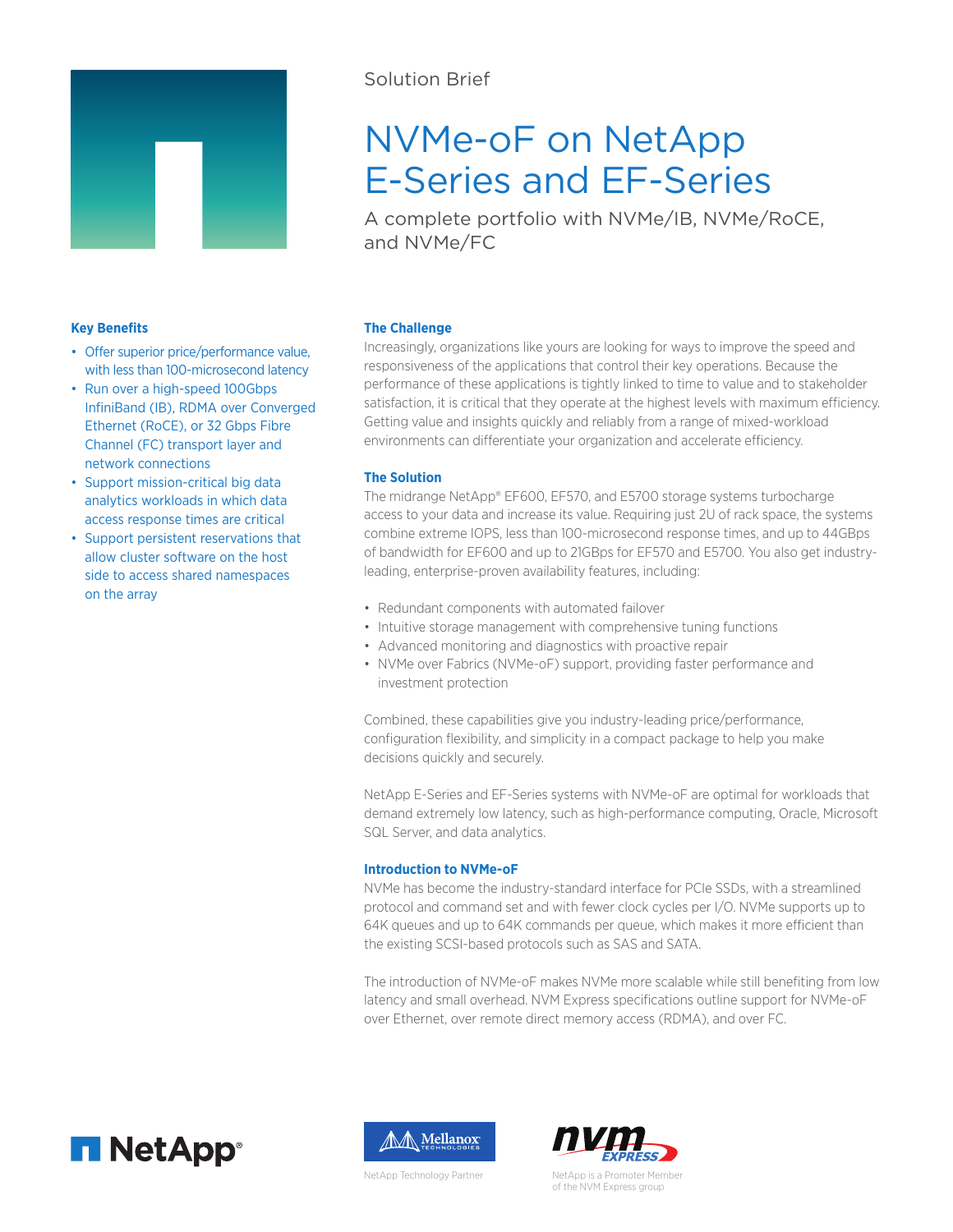Solution Brief

# NVMe-oF on NetApp E-Series and EF-Series

A complete portfolio with NVMe/IB, NVMe/RoCE, and NVMe/FC

### Key Benefits

- Offer superior price/performance value, with less than 100-microsecond latency
- Run over a high-speed 100Gbps InfiniBand (IB), RDMA over Converged Ethernet (RoCE), or 32 Gbps Fibre Channel (FC) transport layer and network connections
- Support mission-critical big data analytics workloads in which data access response times are critical
- Support persistent reservations that allow cluster software on the host side to access shared namespaces on the array

### The Challenge

Increasingly, organizations like yours are looking for ways to improve the speed and responsiveness of the applications that control their key operations. Because the performance of these applications is tightly linked to time to value and to stakeholder satisfaction, it is critical that they operate at the highest levels with maximum efficiency. Getting value and insights quickly and reliably from a range of mixed-workload environments can differentiate your organization and accelerate efficiency.

### The Solution

The midrange NetApp® EF600, EF570, and E5700 storage systems turbocharge access to your data and increase its value. Requiring just 2U of rack space, the systems combine extreme IOPS, less than 100-microsecond response times, and up to 44GBps of bandwidth for EF600 and up to 21GBps for EF570 and E5700. You also get industry-leading, enterprise-proven availability features, including:

- Redundant components with automated failover
- Intuitive storage management with comprehensive tuning functions
- Advanced monitoring and diagnostics with proactive repair
- NVMe over Fabrics (NVMe-oF) support, providing faster performance and investment protection

Combined, these capabilities give you industry-leading price/performance, configuration flexibility, and simplicity in a compact package to help you make decisions quickly and securely.

NetApp E-Series and EF-Series systems with NVMe-oF are optimal for workloads that demand extremely low latency, such as high-performance computing, Oracle, Microsoft SQL Server, and data analytics.

### Introduction to NVMe-oF

NVMe has become the industry-standard interface for PCIe SSDs, with a streamlined protocol and command set and with fewer clock cycles per I/O. NVMe supports up to 64K queues and up to 64K commands per queue, which makes it more efficient than the existing SCSI-based protocols such as SAS and SATA.

The introduction of NVMe-oF makes NVMe more scalable while still benefiting from low latency and small overhead. NVM Express specifications outline support for NVMe-oF over Ethernet, over remote direct memory access (RDMA), and over FC.

NetApp Technology Partner

NetApp is a Promoter Member of the NVM Express group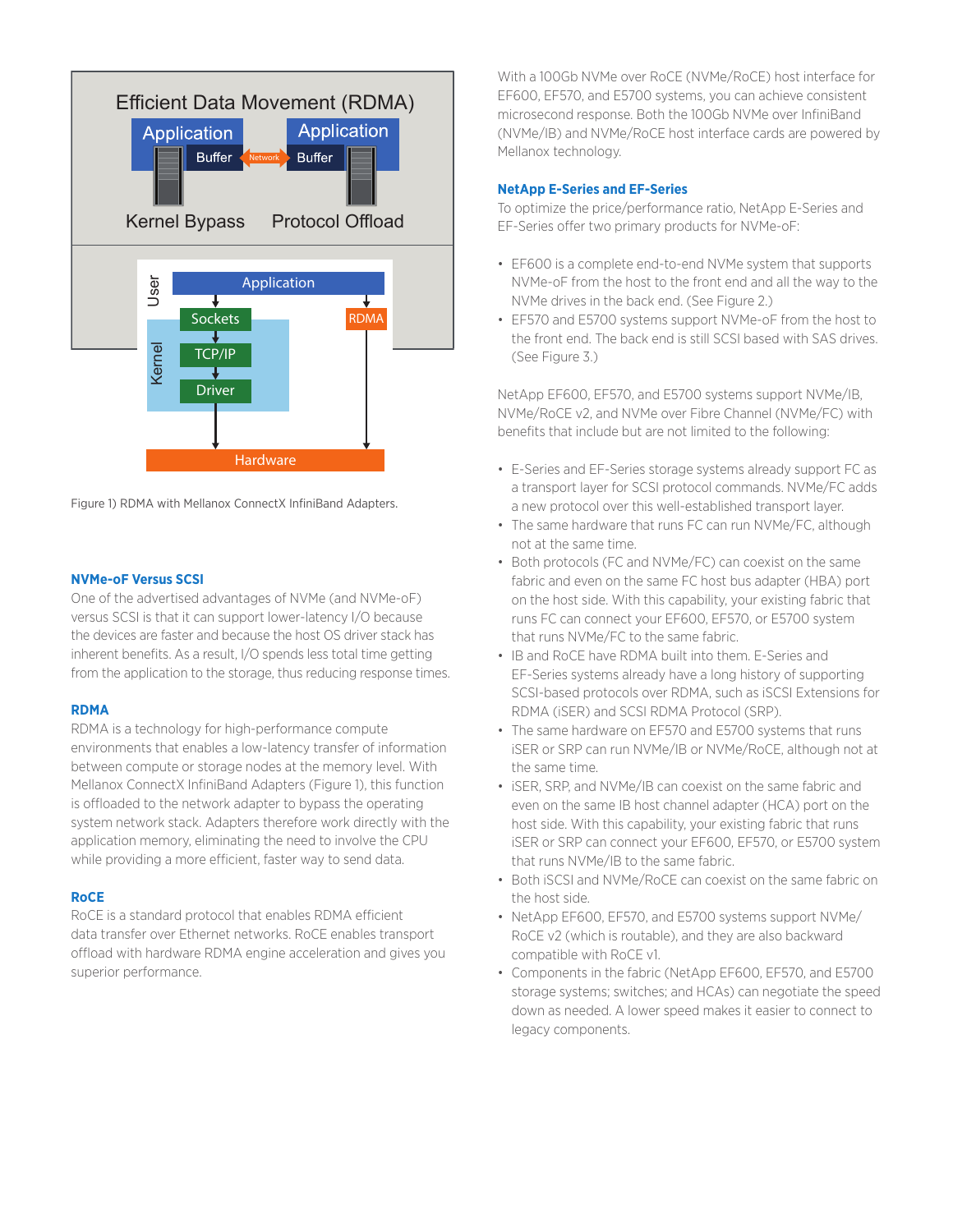Figure 1) RDMA with Mellanox ConnectX InfiniBand Adapters.

### NVMe-oF Versus SCSI

One of the advertised advantages of NVMe (and NVMe-oF) versus SCSI is that it can support lower-latency I/O because the devices are faster and because the host OS driver stack has inherent benefits. As a result, I/O spends less total time getting from the application to the storage, thus reducing response times.

### RDMA

RDMA is a technology for high-performance compute environments that enables a low-latency transfer of information between compute or storage nodes at the memory level. With Mellanox ConnectX InfiniBand Adapters (Figure 1), this function is offloaded to the network adapter to bypass the operating system network stack. Adapters therefore work directly with the application memory, eliminating the need to involve the CPU while providing a more efficient, faster way to send data.

### RoCE

RoCE is a standard protocol that enables RDMA efficient data transfer over Ethernet networks. RoCE enables transport offload with hardware RDMA engine acceleration and gives you superior performance.

With a 100Gb NVMe over RoCE (NVMe/RoCE) host interface for EF600, EF570, and E5700 systems, you can achieve consistent microsecond response. Both the 100Gb NVMe over InfiniBand (NVMe/IB) and NVMe/RoCE host interface cards are powered by Mellanox technology.

### NetApp E-Series and EF-Series

To optimize the price/performance ratio, NetApp E-Series and EF-Series offer two primary products for NVMe-oF:

- EF600 is a complete end-to-end NVMe system that supports NVMe-oF from the host to the front end and all the way to the NVMe drives in the back end. (See Figure 2.)
- EF570 and E5700 systems support NVMe-oF from the host to the front end. The back end is still SCSI based with SAS drives. (See Figure 3.)

NetApp EF600, EF570, and E5700 systems support NVMe/IB, NVMe/RoCE v2, and NVMe over Fibre Channel (NVMe/FC) with benefits that include but are not limited to the following:

- E-Series and EF-Series storage systems already support FC as a transport layer for SCSI protocol commands. NVMe/FC adds a new protocol over this well-established transport layer.
- The same hardware that runs FC can run NVMe/FC, although not at the same time.
- Both protocols (FC and NVMe/FC) can coexist on the same fabric and even on the same FC host bus adapter (HBA) port on the host side. With this capability, your existing fabric that runs FC can connect your EF600, EF570, or E5700 system that runs NVMe/FC to the same fabric.
- IB and RoCE have RDMA built into them. E-Series and EF-Series systems already have a long history of supporting SCSI-based protocols over RDMA, such as iSCSI Extensions for RDMA (iSER) and SCSI RDMA Protocol (SRP).
- The same hardware on EF570 and E5700 systems that runs iSER or SRP can run NVMe/IB or NVMe/RoCE, although not at the same time.
- iSER, SRP, and NVMe/IB can coexist on the same fabric and even on the same IB host channel adapter (HCA) port on the host side. With this capability, your existing fabric that runs iSER or SRP can connect your EF600, EF570, or E5700 system that runs NVMe/IB to the same fabric.
- Both iSCSI and NVMe/RoCE can coexist on the same fabric on the host side.
- NetApp EF600, EF570, and E5700 systems support NVMe/RoCE v2 (which is routable), and they are also backward compatible with RoCE v1.
- Components in the fabric (NetApp EF600, EF570, and E5700 storage systems; switches; and HCAs) can negotiate the speed down as needed. A lower speed makes it easier to connect to legacy components.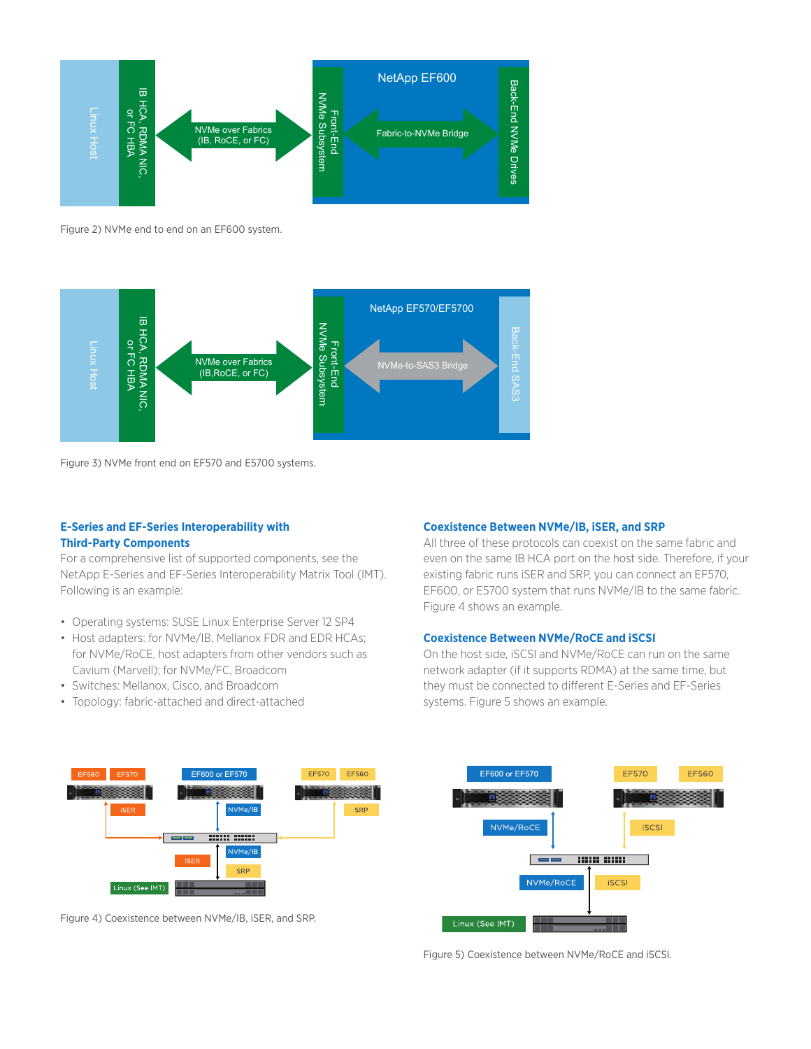Figure 2) NVMe end to end on an EF600 system.

Figure 3) NVMe front end on EF570 and E5700 systems.

### E-Series and EF-Series Interoperability with Third-Party Components

For a comprehensive list of supported components, see the NetApp E-Series and EF-Series Interoperability Matrix Tool (IMT). Following is an example:

- Operating systems: SUSE Linux Enterprise Server 12 SP4
- Host adapters: for NVMe/IB, Mellanox FDR and EDR HCAs; for NVMe/RoCE, host adapters from other vendors such as Cavium (Marvell); for NVMe/FC, Broadcom
- Switches: Mellanox, Cisco, and Broadcom
- Topology: fabric-attached and direct-attached

### Coexistence Between NVMe/IB, iSER, and SRP

All three of these protocols can coexist on the same fabric and even on the same IB HCA port on the host side. Therefore, if your existing fabric runs iSER and SRP, you can connect an EF570, EF600, or E5700 system that runs NVMe/IB to the same fabric. Figure 4 shows an example.

### Coexistence Between NVMe/RoCE and iSCSI

On the host side, iSCSI and NVMe/RoCE can run on the same network adapter (if it supports RDMA) at the same time, but they must be connected to different E-Series and EF-Series systems. Figure 5 shows an example.

Figure 4) Coexistence between NVMe/IB, iSER, and SRP.

Figure 5) Coexistence between NVMe/RoCE and iSCSI.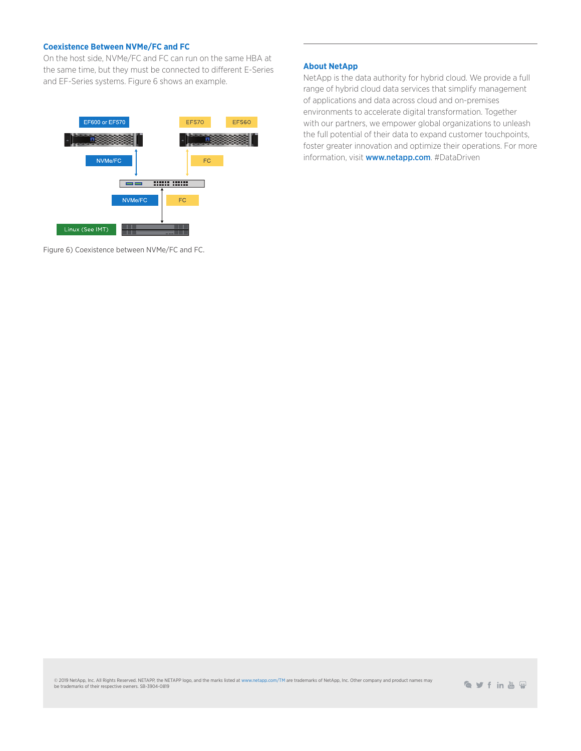### Coexistence Between NVMe/FC and FC

On the host side, NVMe/FC and FC can run on the same HBA at the same time, but they must be connected to different E-Series and EF-Series systems. Figure 6 shows an example.

EF600 or EF570

EF570

EF560

NVMe/FC

FC

NVMe/FC

FC

Linux (See IMT)

Figure 6) Coexistence between NVMe/FC and FC.

### About NetApp

NetApp is the data authority for hybrid cloud. We provide a full range of hybrid cloud data services that simplify management of applications and data across cloud and on-premises environments to accelerate digital transformation. Together with our partners, we empower global organizations to unleash the full potential of their data to expand customer touchpoints, foster greater innovation and optimize their operations. For more information, visit **www.netapp.com**. #DataDriven

© 2019 NetApp, Inc. All Rights Reserved. NETAPP, the NETAPP logo, and the marks listed at www.netapp.com/TM are trademarks of NetApp, Inc. Other company and product names may be trademarks of their respective owners. SB-3904-0819